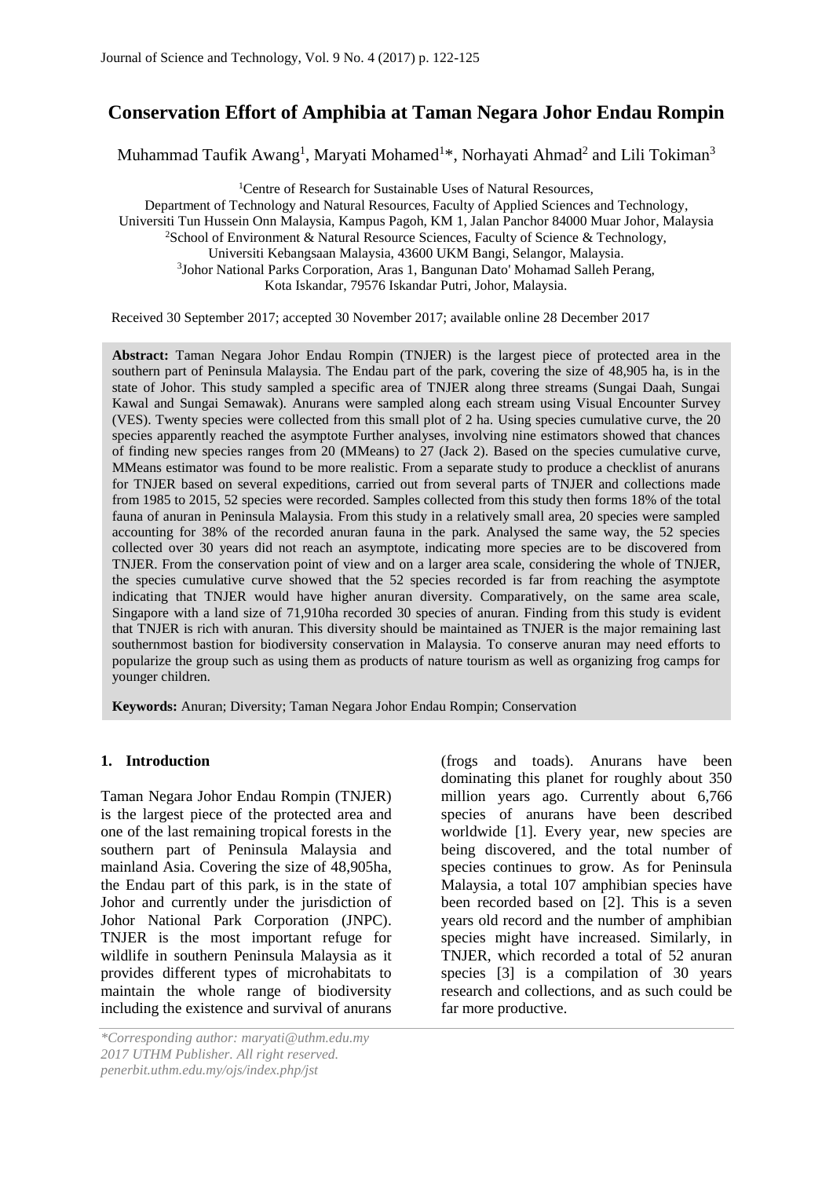# Conservation Effort of Amphibia at Taman Negara Johor Endau Rompin

Muhammad Taufik Awang[1], Maryati Mohamed[1]*, Norhayati Ahmad[2] and Lili Tokiman[3]

[1]Centre of Research for Sustainable Uses of Natural Resources,
Department of Technology and Natural Resources, Faculty of Applied Sciences and Technology,
Universiti Tun Hussein Onn Malaysia, Kampus Pagoh, KM 1, Jalan Panchor 84000 Muar Johor, Malaysia
[2]School of Environment & Natural Resource Sciences, Faculty of Science & Technology,
Universiti Kebangsaan Malaysia, 43600 UKM Bangi, Selangor, Malaysia.
[3]Johor National Parks Corporation, Aras 1, Bangunan Dato' Mohamad Salleh Perang,
Kota Iskandar, 79576 Iskandar Putri, Johor, Malaysia.

Received 30 September 2017; accepted 30 November 2017; available online 28 December 2017

**Abstract:** Taman Negara Johor Endau Rompin (TNJER) is the largest piece of protected area in the southern part of Peninsula Malaysia. The Endau part of the park, covering the size of 48,905 ha, is in the state of Johor. This study sampled a specific area of TNJER along three streams (Sungai Daah, Sungai Kawal and Sungai Semawak). Anurans were sampled along each stream using Visual Encounter Survey (VES). Twenty species were collected from this small plot of 2 ha. Using species cumulative curve, the 20 species apparently reached the asymptote Further analyses, involving nine estimators showed that chances of finding new species ranges from 20 (MMeans) to 27 (Jack 2). Based on the species cumulative curve, MMeans estimator was found to be more realistic. From a separate study to produce a checklist of anurans for TNJER based on several expeditions, carried out from several parts of TNJER and collections made from 1985 to 2015, 52 species were recorded. Samples collected from this study then forms 18% of the total fauna of anuran in Peninsula Malaysia. From this study in a relatively small area, 20 species were sampled accounting for 38% of the recorded anuran fauna in the park. Analysed the same way, the 52 species collected over 30 years did not reach an asymptote, indicating more species are to be discovered from TNJER. From the conservation point of view and on a larger area scale, considering the whole of TNJER, the species cumulative curve showed that the 52 species recorded is far from reaching the asymptote indicating that TNJER would have higher anuran diversity. Comparatively, on the same area scale, Singapore with a land size of 71,910ha recorded 30 species of anuran. Finding from this study is evident that TNJER is rich with anuran. This diversity should be maintained as TNJER is the major remaining last southernmost bastion for biodiversity conservation in Malaysia. To conserve anuran may need efforts to popularize the group such as using them as products of nature tourism as well as organizing frog camps for younger children.

**Keywords:** Anuran; Diversity; Taman Negara Johor Endau Rompin; Conservation

## 1. Introduction

Taman Negara Johor Endau Rompin (TNJER) is the largest piece of the protected area and one of the last remaining tropical forests in the southern part of Peninsula Malaysia and mainland Asia. Covering the size of 48,905ha, the Endau part of this park, is in the state of Johor and currently under the jurisdiction of Johor National Park Corporation (JNPC). TNJER is the most important refuge for wildlife in southern Peninsula Malaysia as it provides different types of microhabitats to maintain the whole range of biodiversity including the existence and survival of anurans (frogs and toads). Anurans have been dominating this planet for roughly about 350 million years ago. Currently about 6,766 species of anurans have been described worldwide [1]. Every year, new species are being discovered, and the total number of species continues to grow. As for Peninsula Malaysia, a total 107 amphibian species have been recorded based on [2]. This is a seven years old record and the number of amphibian species might have increased. Similarly, in TNJER, which recorded a total of 52 anuran species [3] is a compilation of 30 years research and collections, and as such could be far more productive.

*\*Corresponding author: maryati@uthm.edu.my*
*2017 UTHM Publisher. All right reserved.*
*penerbit.uthm.edu.my/ojs/index.php/jst*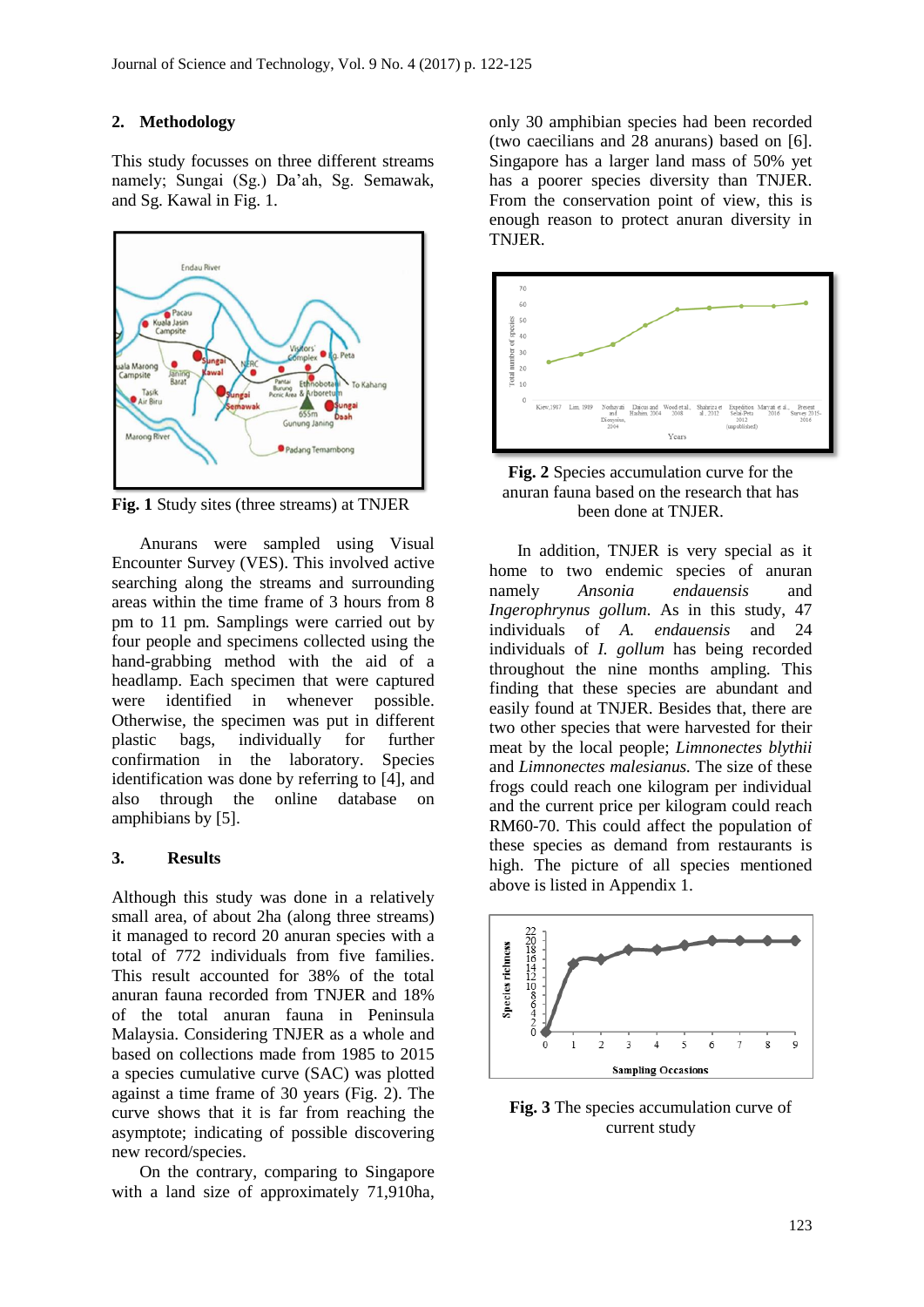## 2. Methodology

This study focusses on three different streams namely; Sungai (Sg.) Da'ah, Sg. Semawak, and Sg. Kawal in Fig. 1.

**Fig. 1** Study sites (three streams) at TNJER

Anurans were sampled using Visual Encounter Survey (VES). This involved active searching along the streams and surrounding areas within the time frame of 3 hours from 8 pm to 11 pm. Samplings were carried out by four people and specimens collected using the hand-grabbing method with the aid of a headlamp. Each specimen that were captured were identified in whenever possible. Otherwise, the specimen was put in different plastic bags, individually for further confirmation in the laboratory. Species identification was done by referring to [4], and also through the online database on amphibians by [5].

## 3. Results

Although this study was done in a relatively small area, of about 2ha (along three streams) it managed to record 20 anuran species with a total of 772 individuals from five families. This result accounted for 38% of the total anuran fauna recorded from TNJER and 18% of the total anuran fauna in Peninsula Malaysia. Considering TNJER as a whole and based on collections made from 1985 to 2015 a species cumulative curve (SAC) was plotted against a time frame of 30 years (Fig. 2). The curve shows that it is far from reaching the asymptote; indicating of possible discovering new record/species.

On the contrary, comparing to Singapore with a land size of approximately 71,910ha, only 30 amphibian species had been recorded (two caecilians and 28 anurans) based on [6]. Singapore has a larger land mass of 50% yet has a poorer species diversity than TNJER. From the conservation point of view, this is enough reason to protect anuran diversity in TNJER.

**Fig. 2** Species accumulation curve for the anuran fauna based on the research that has been done at TNJER.

In addition, TNJER is very special as it home to two endemic species of anuran namely *Ansonia endauensis* and *Ingerophrynus gollum*. As in this study, 47 individuals of *A. endauensis* and 24 individuals of *I. gollum* has being recorded throughout the nine months ampling. This finding that these species are abundant and easily found at TNJER. Besides that, there are two other species that were harvested for their meat by the local people; *Limnonectes blythii* and *Limnonectes malesianus.* The size of these frogs could reach one kilogram per individual and the current price per kilogram could reach RM60-70. This could affect the population of these species as demand from restaurants is high. The picture of all species mentioned above is listed in Appendix 1.

**Fig. 3** The species accumulation curve of current study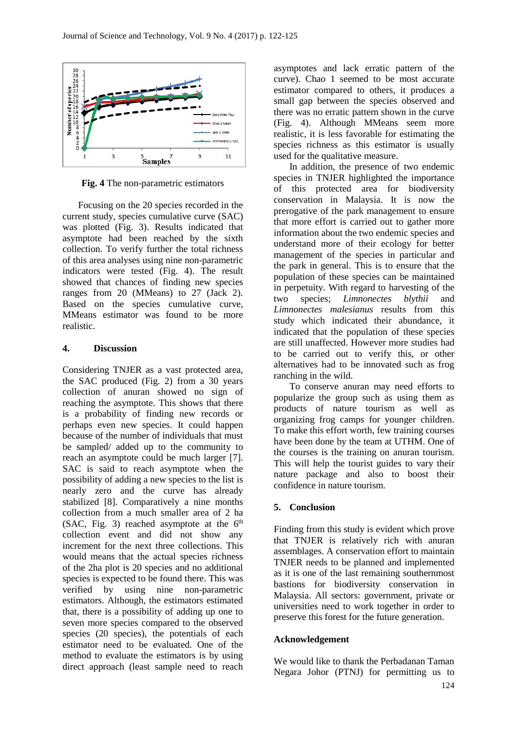**Fig. 4** The non-parametric estimators

Focusing on the 20 species recorded in the current study, species cumulative curve (SAC) was plotted (Fig. 3). Results indicated that asymptote had been reached by the sixth collection. To verify further the total richness of this area analyses using nine non-parametric indicators were tested (Fig. 4). The result showed that chances of finding new species ranges from 20 (MMeans) to 27 (Jack 2). Based on the species cumulative curve, MMeans estimator was found to be more realistic.

## 4. Discussion

Considering TNJER as a vast protected area, the SAC produced (Fig. 2) from a 30 years collection of anuran showed no sign of reaching the asymptote. This shows that there is a probability of finding new records or perhaps even new species. It could happen because of the number of individuals that must be sampled/ added up to the community to reach an asymptote could be much larger [7]. SAC is said to reach asymptote when the possibility of adding a new species to the list is nearly zero and the curve has already stabilized [8]. Comparatively a nine months collection from a much smaller area of 2 ha (SAC, Fig. 3) reached asymptote at the 6$^{th}$ collection event and did not show any increment for the next three collections. This would means that the actual species richness of the 2ha plot is 20 species and no additional species is expected to be found there. This was verified by using nine non-parametric estimators. Although, the estimators estimated that, there is a possibility of adding up one to seven more species compared to the observed species (20 species), the potentials of each estimator need to be evaluated. One of the method to evaluate the estimators is by using direct approach (least sample need to reach asymptotes and lack erratic pattern of the curve). Chao 1 seemed to be most accurate estimator compared to others, it produces a small gap between the species observed and there was no erratic pattern shown in the curve (Fig. 4). Although MMeans seem more realistic, it is less favorable for estimating the species richness as this estimator is usually used for the qualitative measure.

In addition, the presence of two endemic species in TNJER highlighted the importance of this protected area for biodiversity conservation in Malaysia. It is now the prerogative of the park management to ensure that more effort is carried out to gather more information about the two endemic species and understand more of their ecology for better management of the species in particular and the park in general. This is to ensure that the population of these species can be maintained in perpetuity. With regard to harvesting of the two species; *Limnonectes blythii* and *Limnonectes malesianus* results from this study which indicated their abundance, it indicated that the population of these species are still unaffected. However more studies had to be carried out to verify this, or other alternatives had to be innovated such as frog ranching in the wild.

To conserve anuran may need efforts to popularize the group such as using them as products of nature tourism as well as organizing frog camps for younger children. To make this effort worth, few training courses have been done by the team at UTHM. One of the courses is the training on anuran tourism. This will help the tourist guides to vary their nature package and also to boost their confidence in nature tourism.

## 5. Conclusion

Finding from this study is evident which prove that TNJER is relatively rich with anuran assemblages. A conservation effort to maintain TNJER needs to be planned and implemented as it is one of the last remaining southernmost bastions for biodiversity conservation in Malaysia. All sectors: government, private or universities need to work together in order to preserve this forest for the future generation.

## Acknowledgement

We would like to thank the Perbadanan Taman Negara Johor (PTNJ) for permitting us to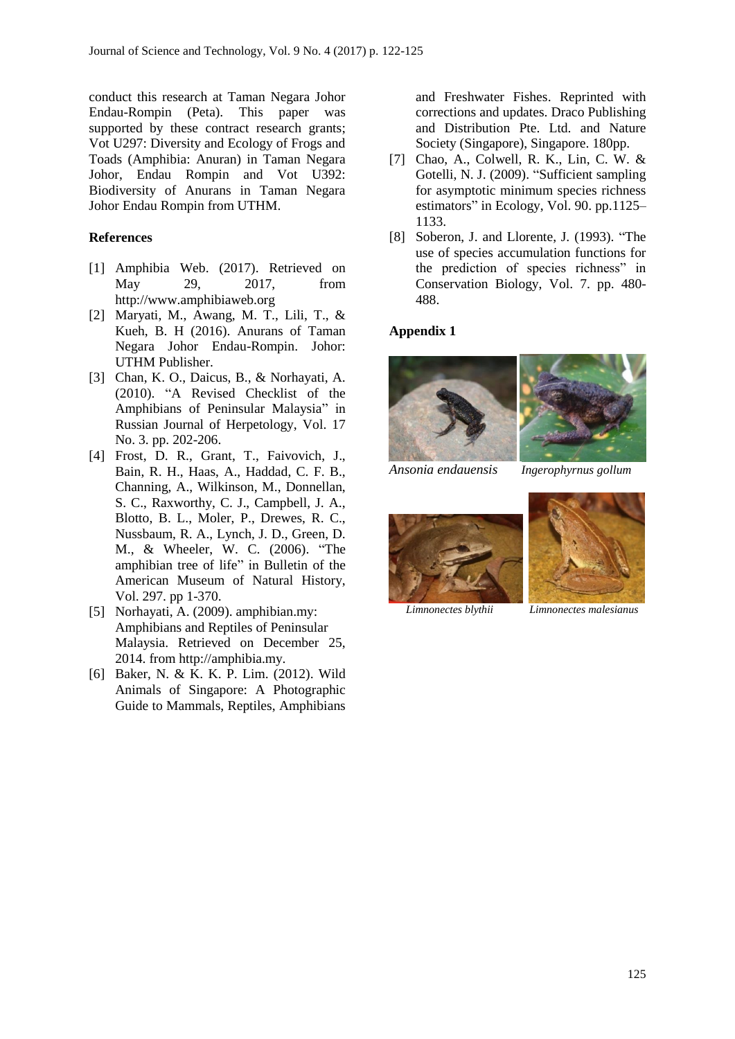conduct this research at Taman Negara Johor Endau-Rompin (Peta). This paper was supported by these contract research grants; Vot U297: Diversity and Ecology of Frogs and Toads (Amphibia: Anuran) in Taman Negara Johor, Endau Rompin and Vot U392: Biodiversity of Anurans in Taman Negara Johor Endau Rompin from UTHM.

## References

[1] Amphibia Web. (2017). Retrieved on May 29, 2017, from http://www.amphibiaweb.org

[2] Maryati, M., Awang, M. T., Lili, T., & Kueh, B. H (2016). Anurans of Taman Negara Johor Endau-Rompin. Johor: UTHM Publisher.

[3] Chan, K. O., Daicus, B., & Norhayati, A. (2010). "A Revised Checklist of the Amphibians of Peninsular Malaysia" in Russian Journal of Herpetology, Vol. 17 No. 3. pp. 202-206.

[4] Frost, D. R., Grant, T., Faivovich, J., Bain, R. H., Haas, A., Haddad, C. F. B., Channing, A., Wilkinson, M., Donnellan, S. C., Raxworthy, C. J., Campbell, J. A., Blotto, B. L., Moler, P., Drewes, R. C., Nussbaum, R. A., Lynch, J. D., Green, D. M., & Wheeler, W. C. (2006). "The amphibian tree of life" in Bulletin of the American Museum of Natural History, Vol. 297. pp 1-370.

[5] Norhayati, A. (2009). amphibian.my: Amphibians and Reptiles of Peninsular Malaysia. Retrieved on December 25, 2014. from http://amphibia.my.

[6] Baker, N. & K. K. P. Lim. (2012). Wild Animals of Singapore: A Photographic Guide to Mammals, Reptiles, Amphibians and Freshwater Fishes. Reprinted with corrections and updates. Draco Publishing and Distribution Pte. Ltd. and Nature Society (Singapore), Singapore. 180pp.

[7] Chao, A., Colwell, R. K., Lin, C. W. & Gotelli, N. J. (2009). "Sufficient sampling for asymptotic minimum species richness estimators" in Ecology, Vol. 90. pp.1125–1133.

[8] Soberon, J. and Llorente, J. (1993). "The use of species accumulation functions for the prediction of species richness" in Conservation Biology, Vol. 7. pp. 480-488.

## Appendix 1

*Ansonia endauensis*

*Ingerophyrnus gollum*

*Limnonectes blythii*

*Limnonectes malesianus*